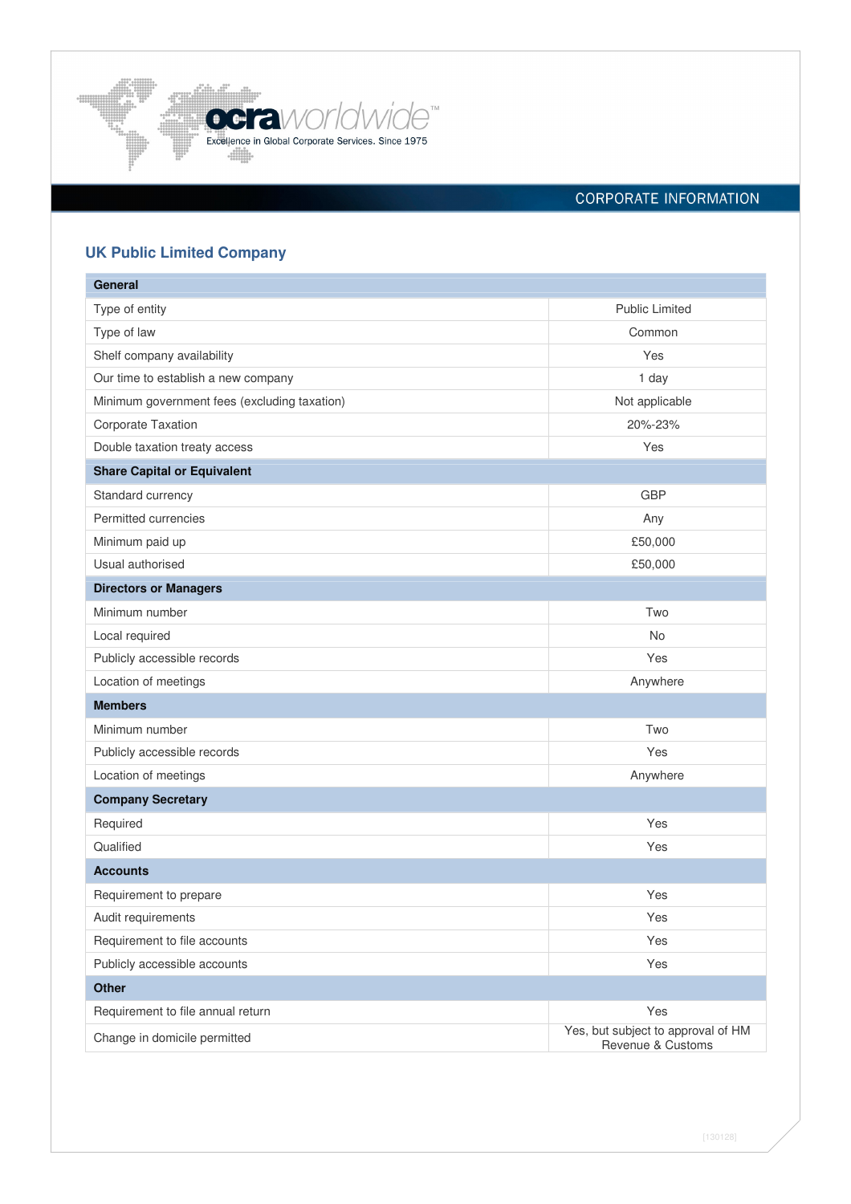ocraworldwide™

Excellence in Global Corporate Services. Since 1975

CORPORATE INFORMATION

## UK Public Limited Company

| **General** | |
|---|---|
| Type of entity | Public Limited |
| Type of law | Common |
| Shelf company availability | Yes |
| Our time to establish a new company | 1 day |
| Minimum government fees (excluding taxation) | Not applicable |
| Corporate Taxation | 20%-23% |
| Double taxation treaty access | Yes |
| **Share Capital or Equivalent** | |
| Standard currency | GBP |
| Permitted currencies | Any |
| Minimum paid up | £50,000 |
| Usual authorised | £50,000 |
| **Directors or Managers** | |
| Minimum number | Two |
| Local required | No |
| Publicly accessible records | Yes |
| Location of meetings | Anywhere |
| **Members** | |
| Minimum number | Two |
| Publicly accessible records | Yes |
| Location of meetings | Anywhere |
| **Company Secretary** | |
| Required | Yes |
| Qualified | Yes |
| **Accounts** | |
| Requirement to prepare | Yes |
| Audit requirements | Yes |
| Requirement to file accounts | Yes |
| Publicly accessible accounts | Yes |
| **Other** | |
| Requirement to file annual return | Yes |
| Change in domicile permitted | Yes, but subject to approval of HM Revenue & Customs |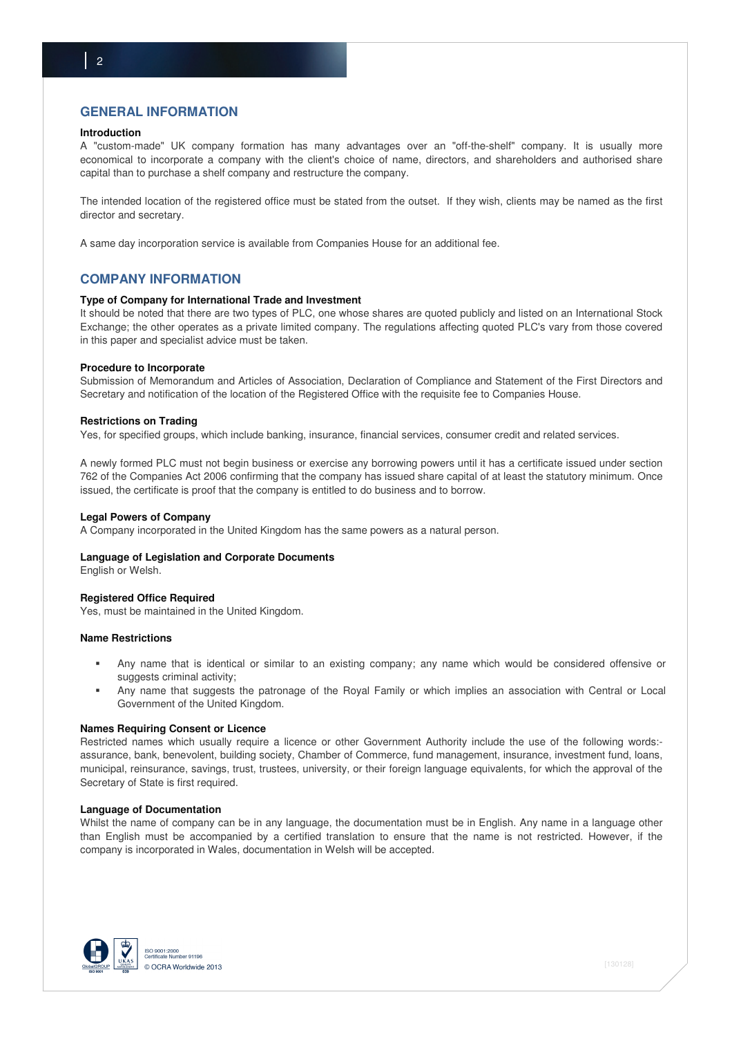## GENERAL INFORMATION

### Introduction

A "custom-made" UK company formation has many advantages over an "off-the-shelf" company. It is usually more economical to incorporate a company with the client's choice of name, directors, and shareholders and authorised share capital than to purchase a shelf company and restructure the company.

The intended location of the registered office must be stated from the outset. If they wish, clients may be named as the first director and secretary.

A same day incorporation service is available from Companies House for an additional fee.

## COMPANY INFORMATION

### Type of Company for International Trade and Investment

It should be noted that there are two types of PLC, one whose shares are quoted publicly and listed on an International Stock Exchange; the other operates as a private limited company. The regulations affecting quoted PLC's vary from those covered in this paper and specialist advice must be taken.

### Procedure to Incorporate

Submission of Memorandum and Articles of Association, Declaration of Compliance and Statement of the First Directors and Secretary and notification of the location of the Registered Office with the requisite fee to Companies House.

### Restrictions on Trading

Yes, for specified groups, which include banking, insurance, financial services, consumer credit and related services.

A newly formed PLC must not begin business or exercise any borrowing powers until it has a certificate issued under section 762 of the Companies Act 2006 confirming that the company has issued share capital of at least the statutory minimum. Once issued, the certificate is proof that the company is entitled to do business and to borrow.

### Legal Powers of Company

A Company incorporated in the United Kingdom has the same powers as a natural person.

### Language of Legislation and Corporate Documents

English or Welsh.

### Registered Office Required

Yes, must be maintained in the United Kingdom.

### Name Restrictions

- Any name that is identical or similar to an existing company; any name which would be considered offensive or suggests criminal activity;
- Any name that suggests the patronage of the Royal Family or which implies an association with Central or Local Government of the United Kingdom.

### Names Requiring Consent or Licence

Restricted names which usually require a licence or other Government Authority include the use of the following words:- assurance, bank, benevolent, building society, Chamber of Commerce, fund management, insurance, investment fund, loans, municipal, reinsurance, savings, trust, trustees, university, or their foreign language equivalents, for which the approval of the Secretary of State is first required.

### Language of Documentation

Whilst the name of company can be in any language, the documentation must be in English. Any name in a language other than English must be accompanied by a certified translation to ensure that the name is not restricted. However, if the company is incorporated in Wales, documentation in Welsh will be accepted.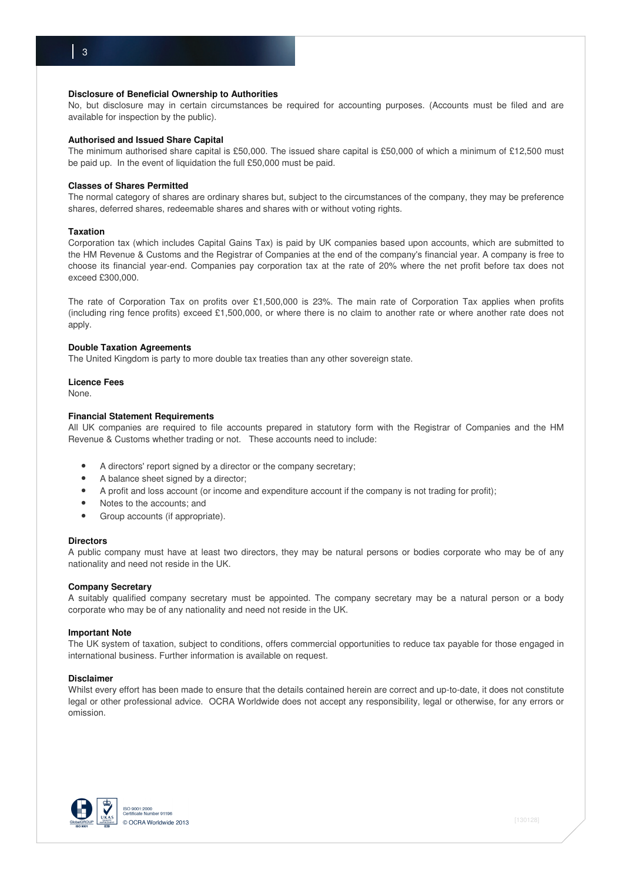#### Disclosure of Beneficial Ownership to Authorities

No, but disclosure may in certain circumstances be required for accounting purposes. (Accounts must be filed and are available for inspection by the public).

#### Authorised and Issued Share Capital

The minimum authorised share capital is £50,000. The issued share capital is £50,000 of which a minimum of £12,500 must be paid up. In the event of liquidation the full £50,000 must be paid.

#### Classes of Shares Permitted

The normal category of shares are ordinary shares but, subject to the circumstances of the company, they may be preference shares, deferred shares, redeemable shares and shares with or without voting rights.

#### Taxation

Corporation tax (which includes Capital Gains Tax) is paid by UK companies based upon accounts, which are submitted to the HM Revenue & Customs and the Registrar of Companies at the end of the company's financial year. A company is free to choose its financial year-end. Companies pay corporation tax at the rate of 20% where the net profit before tax does not exceed £300,000.

The rate of Corporation Tax on profits over £1,500,000 is 23%. The main rate of Corporation Tax applies when profits (including ring fence profits) exceed £1,500,000, or where there is no claim to another rate or where another rate does not apply.

#### Double Taxation Agreements

The United Kingdom is party to more double tax treaties than any other sovereign state.

#### Licence Fees

None.

#### Financial Statement Requirements

All UK companies are required to file accounts prepared in statutory form with the Registrar of Companies and the HM Revenue & Customs whether trading or not. These accounts need to include:

- A directors' report signed by a director or the company secretary;
- A balance sheet signed by a director;
- A profit and loss account (or income and expenditure account if the company is not trading for profit);
- Notes to the accounts; and
- Group accounts (if appropriate).

#### Directors

A public company must have at least two directors, they may be natural persons or bodies corporate who may be of any nationality and need not reside in the UK.

#### Company Secretary

A suitably qualified company secretary must be appointed. The company secretary may be a natural person or a body corporate who may be of any nationality and need not reside in the UK.

#### Important Note

The UK system of taxation, subject to conditions, offers commercial opportunities to reduce tax payable for those engaged in international business. Further information is available on request.

#### Disclaimer

Whilst every effort has been made to ensure that the details contained herein are correct and up-to-date, it does not constitute legal or other professional advice. OCRA Worldwide does not accept any responsibility, legal or otherwise, for any errors or omission.

ISO 9001:2000
Certificate Number 91196
© OCRA Worldwide 2013

[130128]